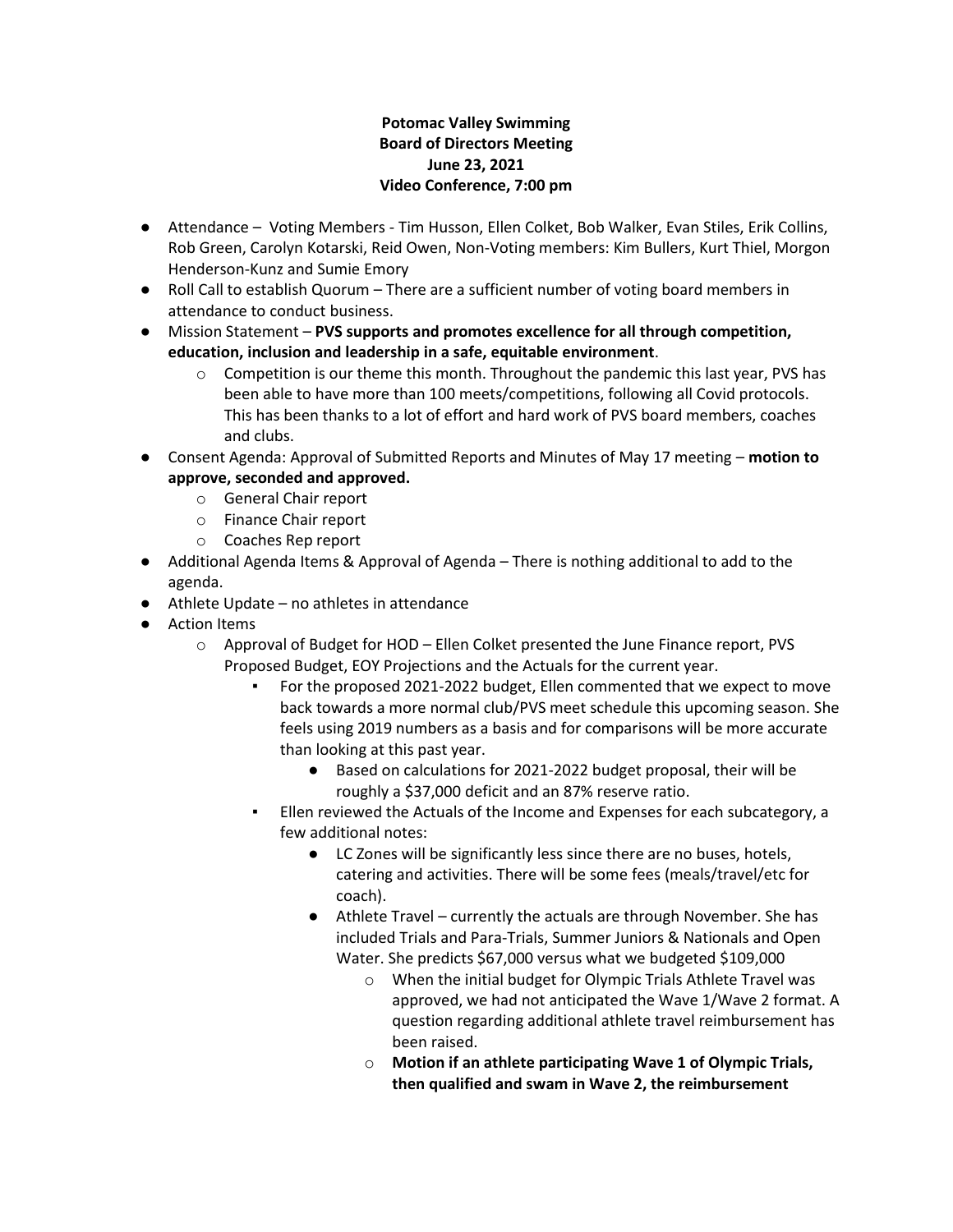**Potomac Valley Swimming**
**Board of Directors Meeting**
**June 23, 2021**
**Video Conference, 7:00 pm**

- Attendance – Voting Members - Tim Husson, Ellen Colket, Bob Walker, Evan Stiles, Erik Collins, Rob Green, Carolyn Kotarski, Reid Owen, Non-Voting members: Kim Bullers, Kurt Thiel, Morgon Henderson-Kunz and Sumie Emory
- Roll Call to establish Quorum – There are a sufficient number of voting board members in attendance to conduct business.
- Mission Statement – **PVS supports and promotes excellence for all through competition, education, inclusion and leadership in a safe, equitable environment**.
  - Competition is our theme this month. Throughout the pandemic this last year, PVS has been able to have more than 100 meets/competitions, following all Covid protocols. This has been thanks to a lot of effort and hard work of PVS board members, coaches and clubs.
- Consent Agenda: Approval of Submitted Reports and Minutes of May 17 meeting – **motion to approve, seconded and approved.**
  - General Chair report
  - Finance Chair report
  - Coaches Rep report
- Additional Agenda Items & Approval of Agenda – There is nothing additional to add to the agenda.
- Athlete Update – no athletes in attendance
- Action Items
  - Approval of Budget for HOD – Ellen Colket presented the June Finance report, PVS Proposed Budget, EOY Projections and the Actuals for the current year.
    - For the proposed 2021-2022 budget, Ellen commented that we expect to move back towards a more normal club/PVS meet schedule this upcoming season. She feels using 2019 numbers as a basis and for comparisons will be more accurate than looking at this past year.
      - Based on calculations for 2021-2022 budget proposal, their will be roughly a $37,000 deficit and an 87% reserve ratio.
    - Ellen reviewed the Actuals of the Income and Expenses for each subcategory, a few additional notes:
      - LC Zones will be significantly less since there are no buses, hotels, catering and activities. There will be some fees (meals/travel/etc for coach).
      - Athlete Travel – currently the actuals are through November. She has included Trials and Para-Trials, Summer Juniors & Nationals and Open Water. She predicts $67,000 versus what we budgeted $109,000
        - When the initial budget for Olympic Trials Athlete Travel was approved, we had not anticipated the Wave 1/Wave 2 format. A question regarding additional athlete travel reimbursement has been raised.
        - **Motion if an athlete participating Wave 1 of Olympic Trials, then qualified and swam in Wave 2, the reimbursement**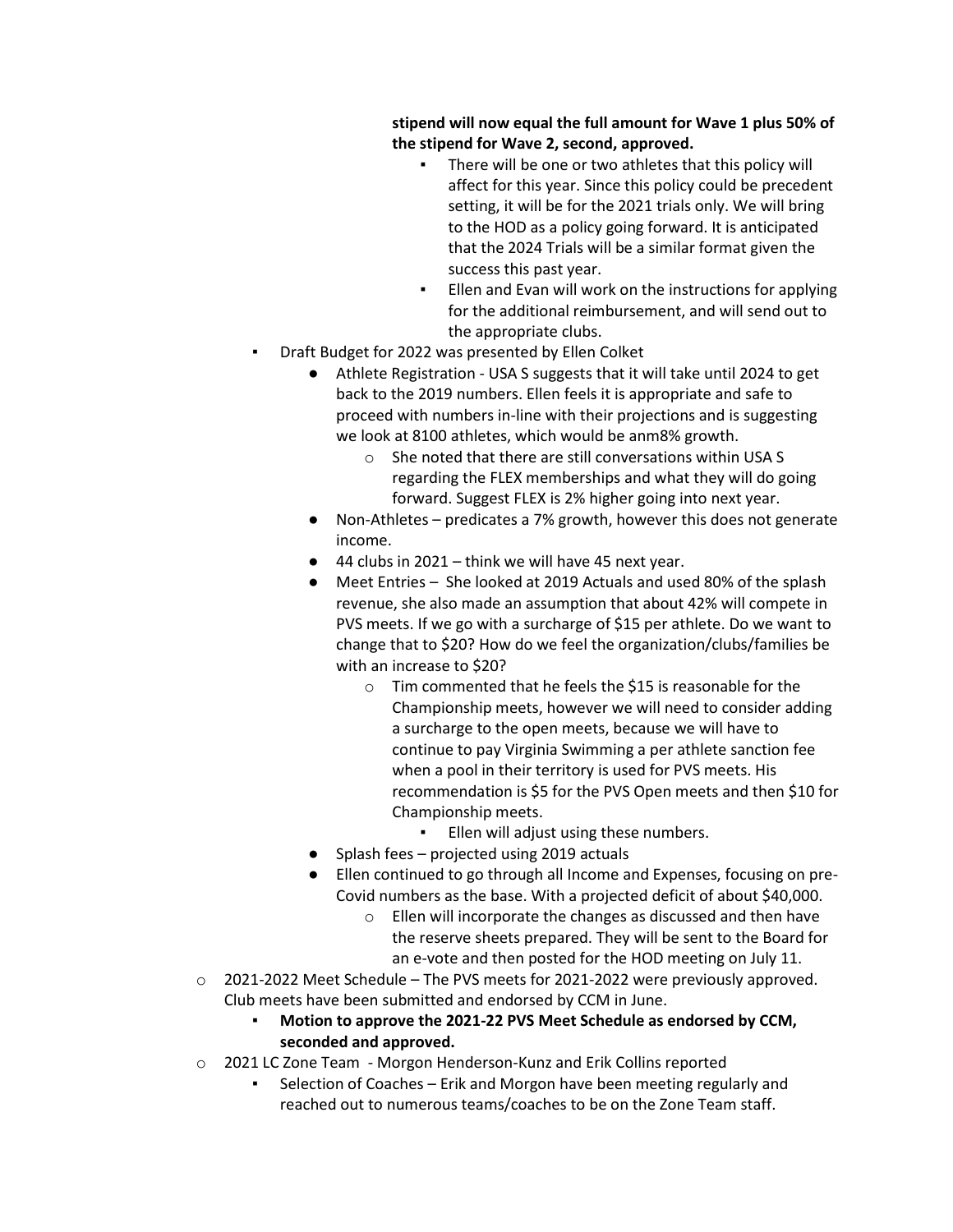**stipend will now equal the full amount for Wave 1 plus 50% of the stipend for Wave 2, second, approved.**

            - There will be one or two athletes that this policy will affect for this year. Since this policy could be precedent setting, it will be for the 2021 trials only. We will bring to the HOD as a policy going forward. It is anticipated that the 2024 Trials will be a similar format given the success this past year.
            - Ellen and Evan will work on the instructions for applying for the additional reimbursement, and will send out to the appropriate clubs.

    - Draft Budget for 2022 was presented by Ellen Colket
        - Athlete Registration - USA S suggests that it will take until 2024 to get back to the 2019 numbers. Ellen feels it is appropriate and safe to proceed with numbers in-line with their projections and is suggesting we look at 8100 athletes, which would be anm8% growth.
            - She noted that there are still conversations within USA S regarding the FLEX memberships and what they will do going forward. Suggest FLEX is 2% higher going into next year.
        - Non-Athletes – predicates a 7% growth, however this does not generate income.
        - 44 clubs in 2021 – think we will have 45 next year.
        - Meet Entries – She looked at 2019 Actuals and used 80% of the splash revenue, she also made an assumption that about 42% will compete in PVS meets. If we go with a surcharge of $15 per athlete. Do we want to change that to $20? How do we feel the organization/clubs/families be with an increase to $20?
            - Tim commented that he feels the $15 is reasonable for the Championship meets, however we will need to consider adding a surcharge to the open meets, because we will have to continue to pay Virginia Swimming a per athlete sanction fee when a pool in their territory is used for PVS meets. His recommendation is $5 for the PVS Open meets and then $10 for Championship meets.
                - Ellen will adjust using these numbers.
        - Splash fees – projected using 2019 actuals
        - Ellen continued to go through all Income and Expenses, focusing on pre-Covid numbers as the base. With a projected deficit of about $40,000.
            - Ellen will incorporate the changes as discussed and then have the reserve sheets prepared. They will be sent to the Board for an e-vote and then posted for the HOD meeting on July 11.

- 2021-2022 Meet Schedule – The PVS meets for 2021-2022 were previously approved. Club meets have been submitted and endorsed by CCM in June.
    - **Motion to approve the 2021-22 PVS Meet Schedule as endorsed by CCM, seconded and approved.**
- 2021 LC Zone Team - Morgon Henderson-Kunz and Erik Collins reported
    - Selection of Coaches – Erik and Morgon have been meeting regularly and reached out to numerous teams/coaches to be on the Zone Team staff.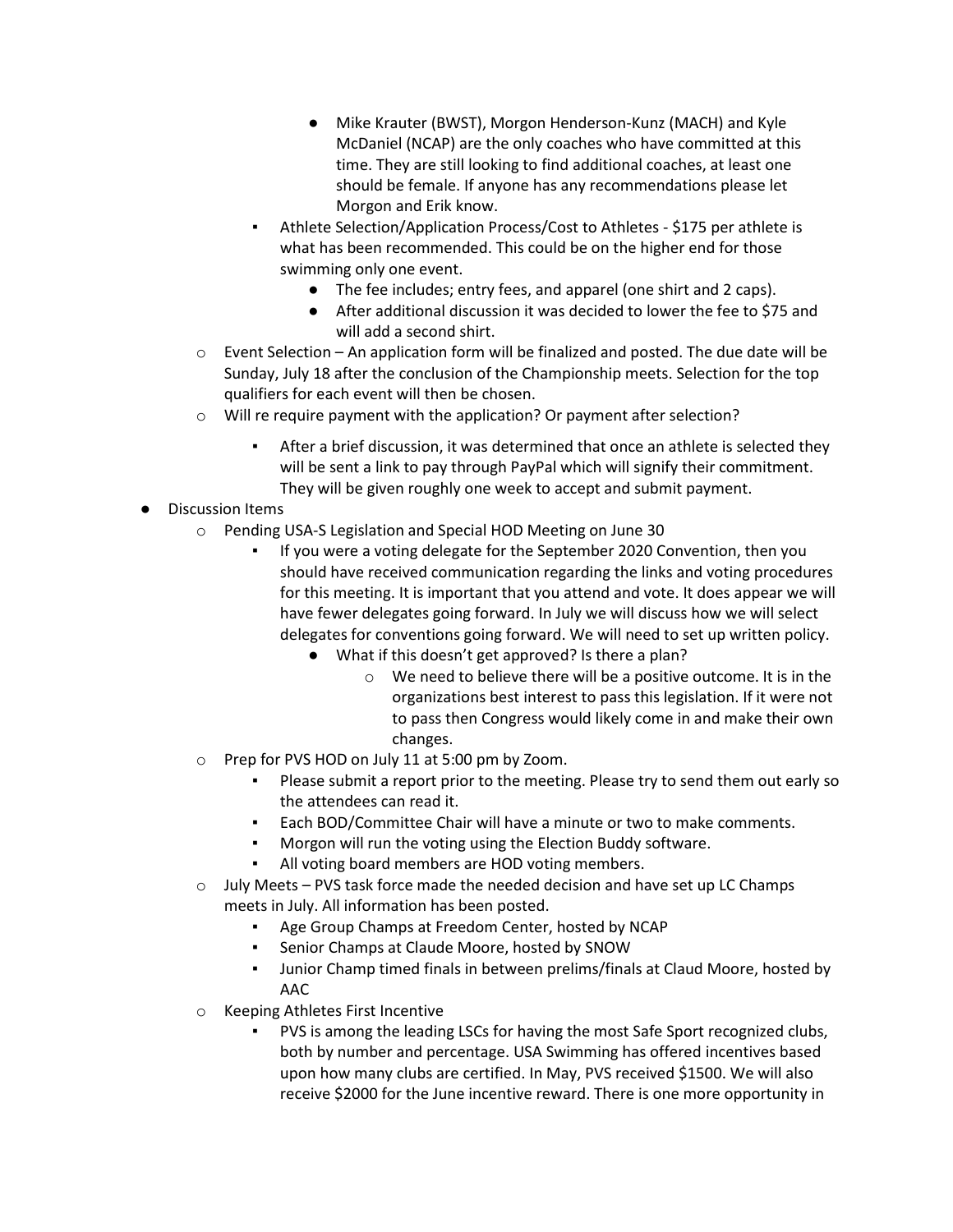- Mike Krauter (BWST), Morgon Henderson-Kunz (MACH) and Kyle McDaniel (NCAP) are the only coaches who have committed at this time. They are still looking to find additional coaches, at least one should be female. If anyone has any recommendations please let Morgon and Erik know.
    - Athlete Selection/Application Process/Cost to Athletes - $175 per athlete is what has been recommended. This could be on the higher end for those swimming only one event.
      - The fee includes; entry fees, and apparel (one shirt and 2 caps).
      - After additional discussion it was decided to lower the fee to $75 and will add a second shirt.
  - Event Selection – An application form will be finalized and posted. The due date will be Sunday, July 18 after the conclusion of the Championship meets. Selection for the top qualifiers for each event will then be chosen.
  - Will re require payment with the application? Or payment after selection?
    - After a brief discussion, it was determined that once an athlete is selected they will be sent a link to pay through PayPal which will signify their commitment. They will be given roughly one week to accept and submit payment.
- Discussion Items
  - Pending USA-S Legislation and Special HOD Meeting on June 30
    - If you were a voting delegate for the September 2020 Convention, then you should have received communication regarding the links and voting procedures for this meeting. It is important that you attend and vote. It does appear we will have fewer delegates going forward. In July we will discuss how we will select delegates for conventions going forward. We will need to set up written policy.
      - What if this doesn't get approved? Is there a plan?
        - We need to believe there will be a positive outcome. It is in the organizations best interest to pass this legislation. If it were not to pass then Congress would likely come in and make their own changes.
  - Prep for PVS HOD on July 11 at 5:00 pm by Zoom.
    - Please submit a report prior to the meeting. Please try to send them out early so the attendees can read it.
    - Each BOD/Committee Chair will have a minute or two to make comments.
    - Morgon will run the voting using the Election Buddy software.
    - All voting board members are HOD voting members.
  - July Meets – PVS task force made the needed decision and have set up LC Champs meets in July. All information has been posted.
    - Age Group Champs at Freedom Center, hosted by NCAP
    - Senior Champs at Claude Moore, hosted by SNOW
    - Junior Champ timed finals in between prelims/finals at Claud Moore, hosted by AAC
  - Keeping Athletes First Incentive
    - PVS is among the leading LSCs for having the most Safe Sport recognized clubs, both by number and percentage. USA Swimming has offered incentives based upon how many clubs are certified. In May, PVS received $1500. We will also receive $2000 for the June incentive reward. There is one more opportunity in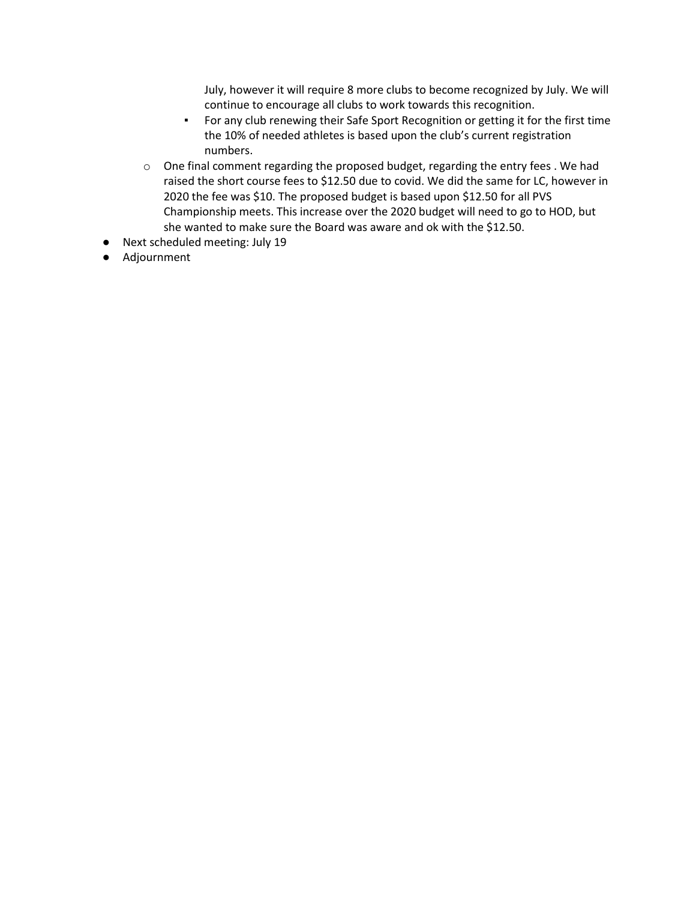- July, however it will require 8 more clubs to become recognized by July. We will continue to encourage all clubs to work towards this recognition.
        - For any club renewing their Safe Sport Recognition or getting it for the first time the 10% of needed athletes is based upon the club's current registration numbers.
    - One final comment regarding the proposed budget, regarding the entry fees . We had raised the short course fees to $12.50 due to covid. We did the same for LC, however in 2020 the fee was $10. The proposed budget is based upon $12.50 for all PVS Championship meets. This increase over the 2020 budget will need to go to HOD, but she wanted to make sure the Board was aware and ok with the $12.50.
- Next scheduled meeting: July 19
- Adjournment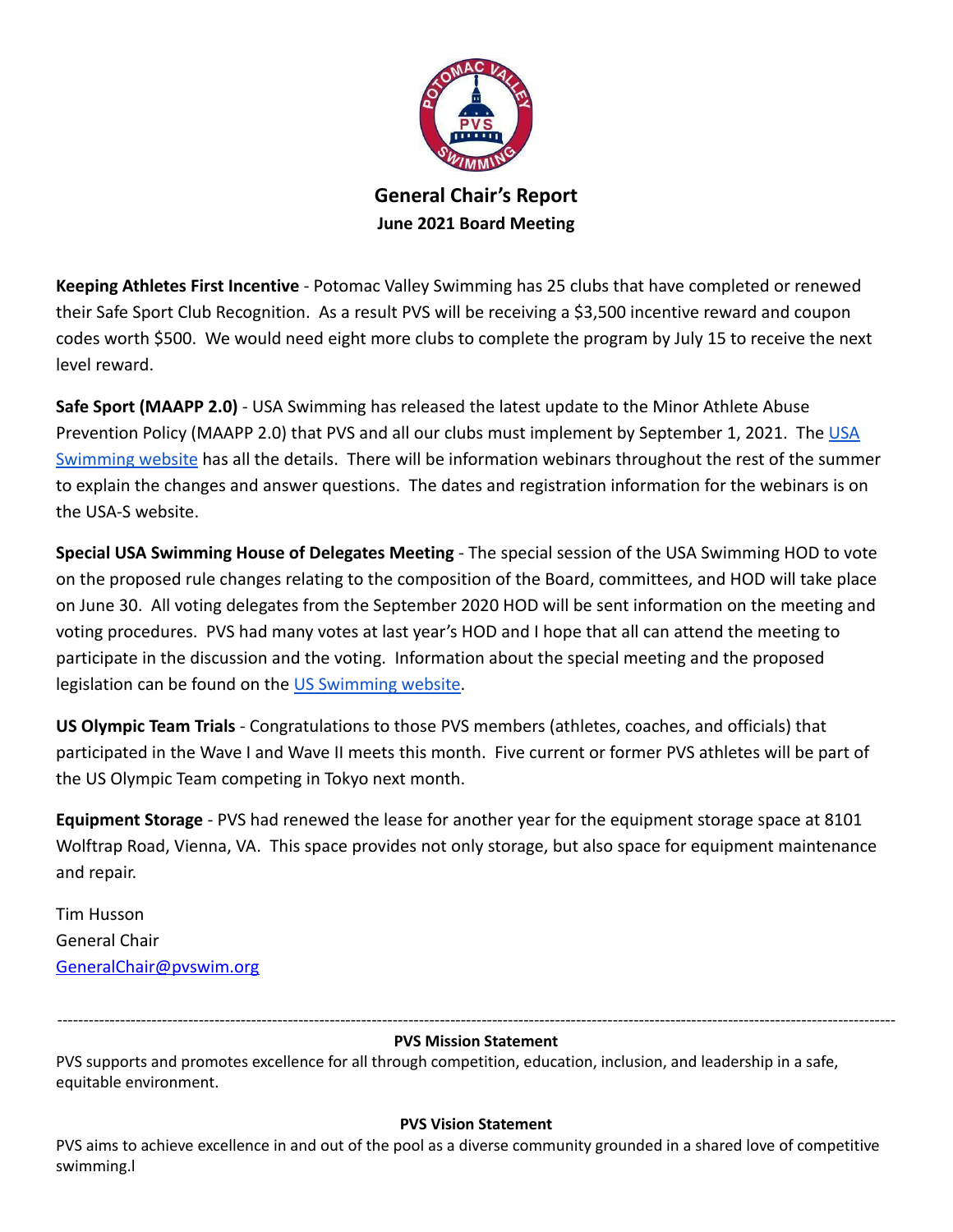# General Chair's Report

**June 2021 Board Meeting**

**Keeping Athletes First Incentive** - Potomac Valley Swimming has 25 clubs that have completed or renewed their Safe Sport Club Recognition. As a result PVS will be receiving a $3,500 incentive reward and coupon codes worth $500. We would need eight more clubs to complete the program by July 15 to receive the next level reward.

**Safe Sport (MAAPP 2.0)** - USA Swimming has released the latest update to the Minor Athlete Abuse Prevention Policy (MAAPP 2.0) that PVS and all our clubs must implement by September 1, 2021. The [USA Swimming website] has all the details. There will be information webinars throughout the rest of the summer to explain the changes and answer questions. The dates and registration information for the webinars is on the USA-S website.

**Special USA Swimming House of Delegates Meeting** - The special session of the USA Swimming HOD to vote on the proposed rule changes relating to the composition of the Board, committees, and HOD will take place on June 30. All voting delegates from the September 2020 HOD will be sent information on the meeting and voting procedures. PVS had many votes at last year's HOD and I hope that all can attend the meeting to participate in the discussion and the voting. Information about the special meeting and the proposed legislation can be found on the [US Swimming website].

**US Olympic Team Trials** - Congratulations to those PVS members (athletes, coaches, and officials) that participated in the Wave I and Wave II meets this month. Five current or former PVS athletes will be part of the US Olympic Team competing in Tokyo next month.

**Equipment Storage** - PVS had renewed the lease for another year for the equipment storage space at 8101 Wolftrap Road, Vienna, VA. This space provides not only storage, but also space for equipment maintenance and repair.

Tim Husson
General Chair
GeneralChair@pvswim.org

---

**PVS Mission Statement**

PVS supports and promotes excellence for all through competition, education, inclusion, and leadership in a safe, equitable environment.

**PVS Vision Statement**

PVS aims to achieve excellence in and out of the pool as a diverse community grounded in a shared love of competitive swimming.l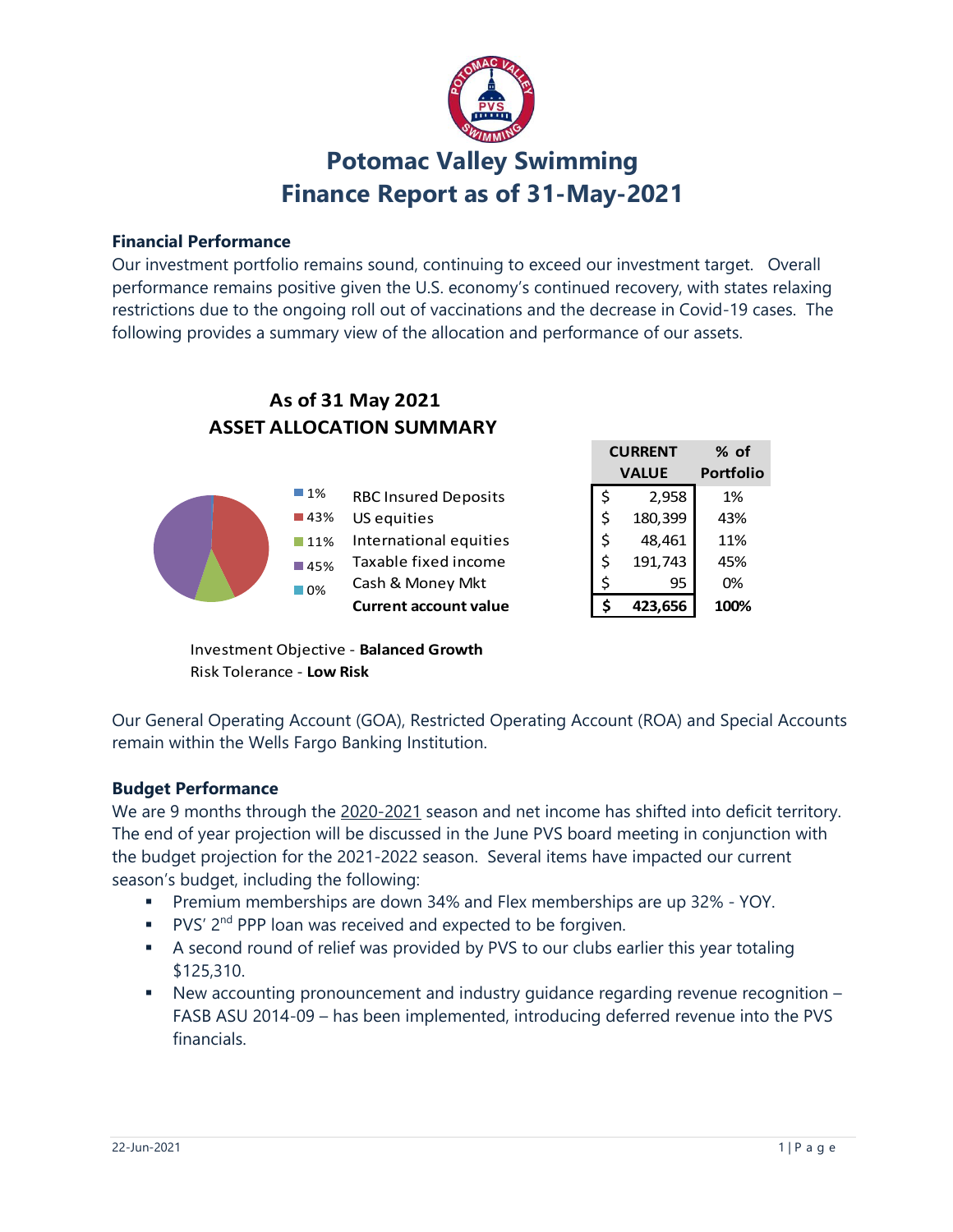# Potomac Valley Swimming
# Finance Report as of 31-May-2021

### Financial Performance

Our investment portfolio remains sound, continuing to exceed our investment target. Overall performance remains positive given the U.S. economy's continued recovery, with states relaxing restrictions due to the ongoing roll out of vaccinations and the decrease in Covid-19 cases. The following provides a summary view of the allocation and performance of our assets.

**As of 31 May 2021**
**ASSET ALLOCATION SUMMARY**

| | | CURRENT VALUE | % of Portfolio |
|---|---|---|---|
| 1% | RBC Insured Deposits | $ 2,958 | 1% |
| 43% | US equities | $ 180,399 | 43% |
| 11% | International equities | $ 48,461 | 11% |
| 45% | Taxable fixed income | $ 191,743 | 45% |
| 0% | Cash & Money Mkt | $ 95 | 0% |
| | **Current account value** | **$ 423,656** | **100%** |

Investment Objective - **Balanced Growth**
Risk Tolerance - **Low Risk**

Our General Operating Account (GOA), Restricted Operating Account (ROA) and Special Accounts remain within the Wells Fargo Banking Institution.

### Budget Performance

We are 9 months through the 2020-2021 season and net income has shifted into deficit territory. The end of year projection will be discussed in the June PVS board meeting in conjunction with the budget projection for the 2021-2022 season. Several items have impacted our current season's budget, including the following:

- Premium memberships are down 34% and Flex memberships are up 32% - YOY.
- PVS' 2nd PPP loan was received and expected to be forgiven.
- A second round of relief was provided by PVS to our clubs earlier this year totaling $125,310.
- New accounting pronouncement and industry guidance regarding revenue recognition – FASB ASU 2014-09 – has been implemented, introducing deferred revenue into the PVS financials.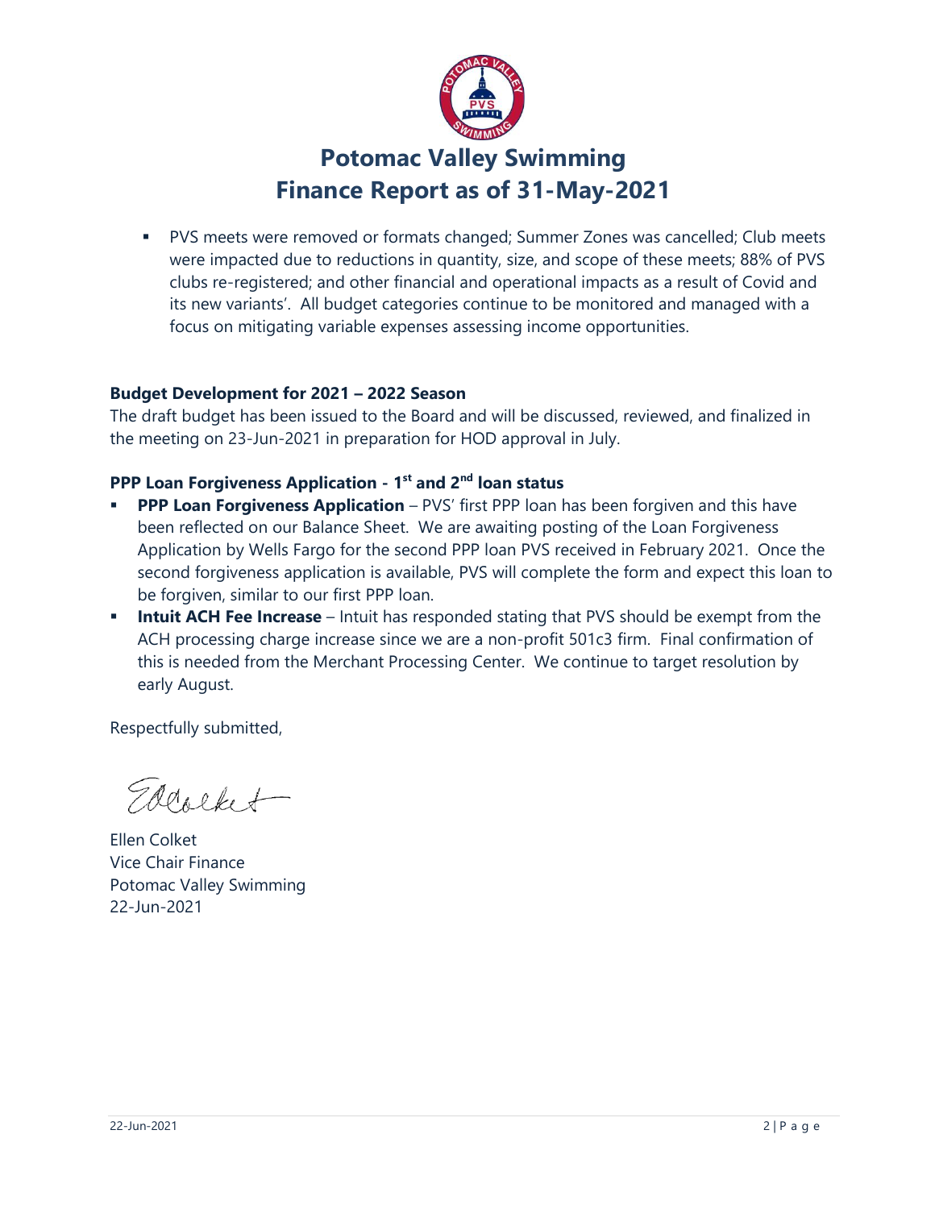# Potomac Valley Swimming
# Finance Report as of 31-May-2021

- PVS meets were removed or formats changed; Summer Zones was cancelled; Club meets were impacted due to reductions in quantity, size, and scope of these meets; 88% of PVS clubs re-registered; and other financial and operational impacts as a result of Covid and its new variants'. All budget categories continue to be monitored and managed with a focus on mitigating variable expenses assessing income opportunities.

**Budget Development for 2021 – 2022 Season**

The draft budget has been issued to the Board and will be discussed, reviewed, and finalized in the meeting on 23-Jun-2021 in preparation for HOD approval in July.

**PPP Loan Forgiveness Application - 1st and 2nd loan status**

- **PPP Loan Forgiveness Application** – PVS' first PPP loan has been forgiven and this have been reflected on our Balance Sheet. We are awaiting posting of the Loan Forgiveness Application by Wells Fargo for the second PPP loan PVS received in February 2021. Once the second forgiveness application is available, PVS will complete the form and expect this loan to be forgiven, similar to our first PPP loan.
- **Intuit ACH Fee Increase** – Intuit has responded stating that PVS should be exempt from the ACH processing charge increase since we are a non-profit 501c3 firm. Final confirmation of this is needed from the Merchant Processing Center. We continue to target resolution by early August.

Respectfully submitted,

Ellen Colket
Vice Chair Finance
Potomac Valley Swimming
22-Jun-2021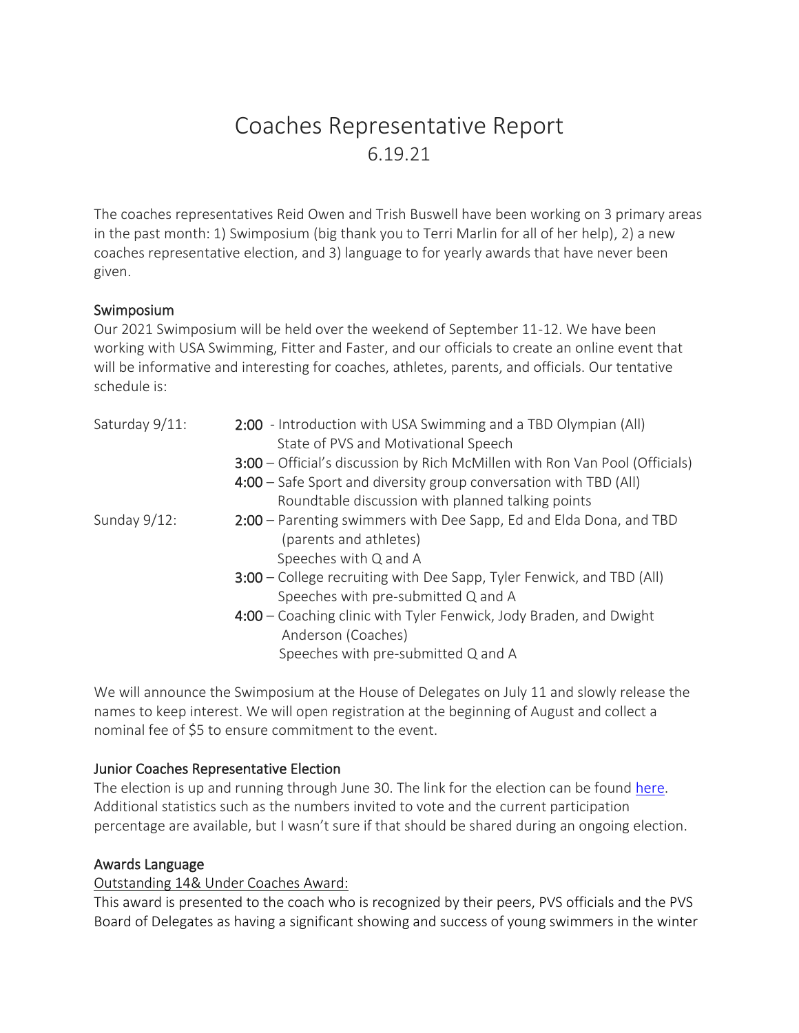# Coaches Representative Report
## 6.19.21

The coaches representatives Reid Owen and Trish Buswell have been working on 3 primary areas in the past month: 1) Swimposium (big thank you to Terri Marlin for all of her help), 2) a new coaches representative election, and 3) language to for yearly awards that have never been given.

### Swimposium

Our 2021 Swimposium will be held over the weekend of September 11-12. We have been working with USA Swimming, Fitter and Faster, and our officials to create an online event that will be informative and interesting for coaches, athletes, parents, and officials. Our tentative schedule is:

Saturday 9/11:

- **2:00** - Introduction with USA Swimming and a TBD Olympian (All)
  State of PVS and Motivational Speech
- **3:00** – Official's discussion by Rich McMillen with Ron Van Pool (Officials)
- **4:00** – Safe Sport and diversity group conversation with TBD (All)
  Roundtable discussion with planned talking points

Sunday 9/12:

- **2:00** – Parenting swimmers with Dee Sapp, Ed and Elda Dona, and TBD (parents and athletes)
  Speeches with Q and A
- **3:00** – College recruiting with Dee Sapp, Tyler Fenwick, and TBD (All)
  Speeches with pre-submitted Q and A
- **4:00** – Coaching clinic with Tyler Fenwick, Jody Braden, and Dwight Anderson (Coaches)
  Speeches with pre-submitted Q and A

We will announce the Swimposium at the House of Delegates on July 11 and slowly release the names to keep interest. We will open registration at the beginning of August and collect a nominal fee of $5 to ensure commitment to the event.

### Junior Coaches Representative Election

The election is up and running through June 30. The link for the election can be found here. Additional statistics such as the numbers invited to vote and the current participation percentage are available, but I wasn't sure if that should be shared during an ongoing election.

### Awards Language

Outstanding 14& Under Coaches Award:

This award is presented to the coach who is recognized by their peers, PVS officials and the PVS Board of Delegates as having a significant showing and success of young swimmers in the winter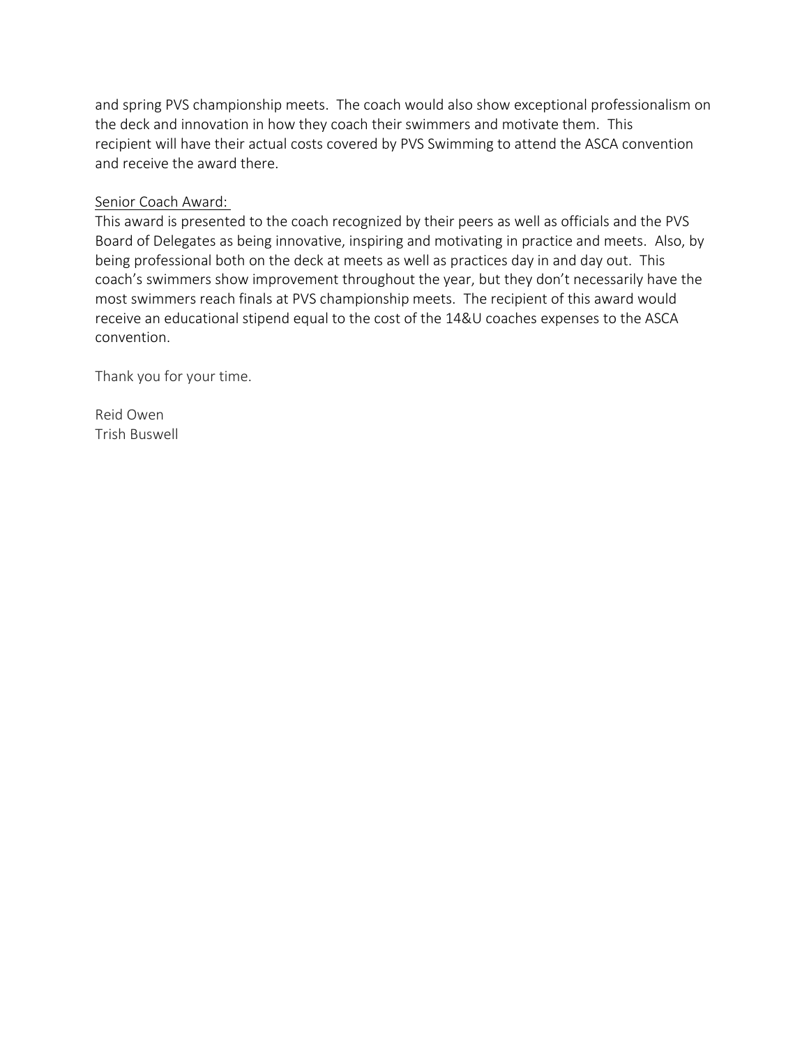and spring PVS championship meets. The coach would also show exceptional professionalism on the deck and innovation in how they coach their swimmers and motivate them. This recipient will have their actual costs covered by PVS Swimming to attend the ASCA convention and receive the award there.

<u>Senior Coach Award:</u>

This award is presented to the coach recognized by their peers as well as officials and the PVS Board of Delegates as being innovative, inspiring and motivating in practice and meets. Also, by being professional both on the deck at meets as well as practices day in and day out. This coach's swimmers show improvement throughout the year, but they don't necessarily have the most swimmers reach finals at PVS championship meets. The recipient of this award would receive an educational stipend equal to the cost of the 14&U coaches expenses to the ASCA convention.

Thank you for your time.

Reid Owen
Trish Buswell